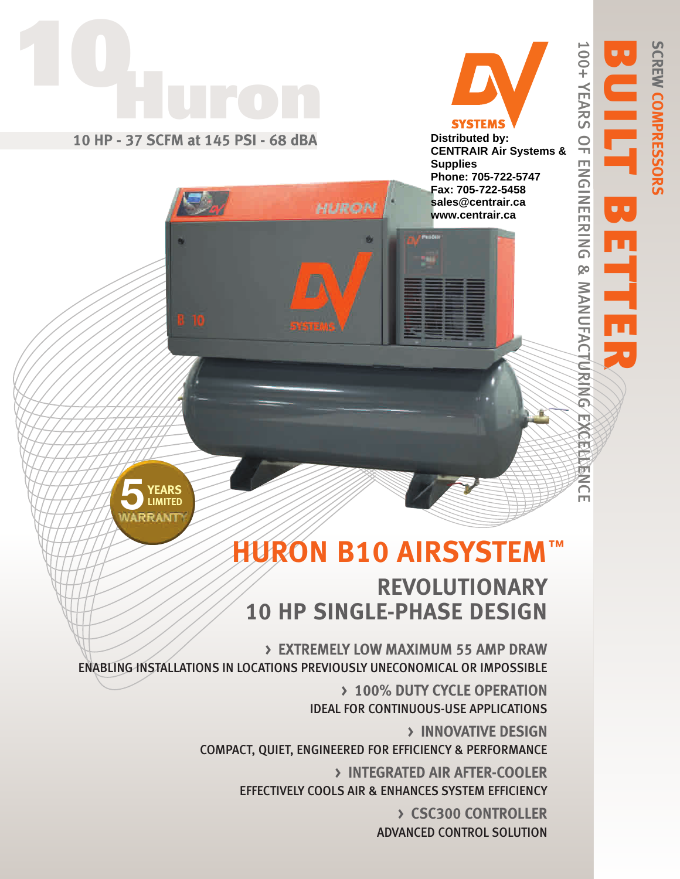# 10 Huron

**10 HP - 37 SCFM at 145 PSI - 68 dBA**

SYSTEMS

**Distributed by:**
**CENTRAIR Air Systems & Supplies**
**Phone: 705-722-5747**
**Fax: 705-722-5458**
**sales@centrair.ca**
**www.centrair.ca**

SCREW COMPRESSORS

BUILT BETTER

100+ YEARS OF ENGINEERING & MANUFACTURING EXCELLENCE

5 YEARS LIMITED WARRANTY

# HURON B10 AIRSYSTEM™

## REVOLUTIONARY 10 HP SINGLE-PHASE DESIGN

**› EXTREMELY LOW MAXIMUM 55 AMP DRAW**
ENABLING INSTALLATIONS IN LOCATIONS PREVIOUSLY UNECONOMICAL OR IMPOSSIBLE

**› 100% DUTY CYCLE OPERATION**
IDEAL FOR CONTINUOUS-USE APPLICATIONS

**› INNOVATIVE DESIGN**
COMPACT, QUIET, ENGINEERED FOR EFFICIENCY & PERFORMANCE

**› INTEGRATED AIR AFTER-COOLER**
EFFECTIVELY COOLS AIR & ENHANCES SYSTEM EFFICIENCY

**› CSC300 CONTROLLER**
ADVANCED CONTROL SOLUTION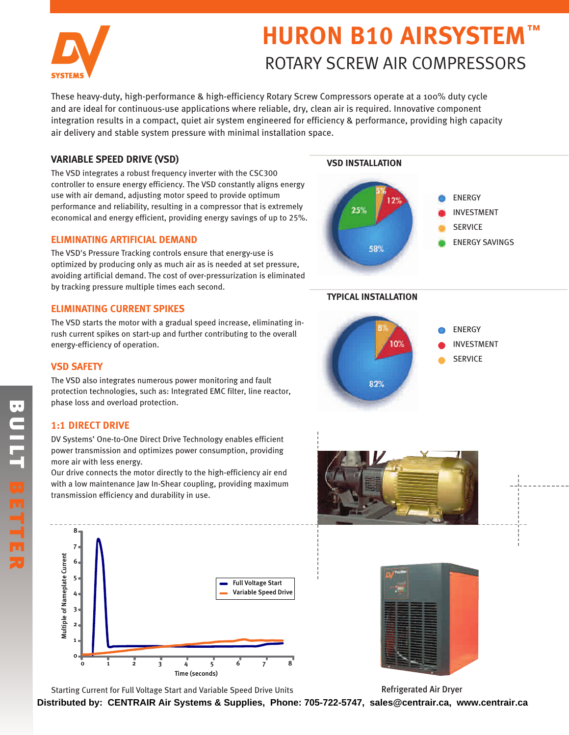# HURON B10 AIRSYSTEM™

## ROTARY SCREW AIR COMPRESSORS

These heavy-duty, high-performance & high-efficiency Rotary Screw Compressors operate at a 100% duty cycle and are ideal for continuous-use applications where reliable, dry, clean air is required. Innovative component integration results in a compact, quiet air system engineered for efficiency & performance, providing high capacity air delivery and stable system pressure with minimal installation space.

### VARIABLE SPEED DRIVE (VSD)

The VSD integrates a robust frequency inverter with the CSC300 controller to ensure energy efficiency. The VSD constantly aligns energy use with air demand, adjusting motor speed to provide optimum performance and reliability, resulting in a compressor that is extremely economical and energy efficient, providing energy savings of up to 25%.

### ELIMINATING ARTIFICIAL DEMAND

The VSD's Pressure Tracking controls ensure that energy-use is optimized by producing only as much air as is needed at set pressure, avoiding artificial demand. The cost of over-pressurization is eliminated by tracking pressure multiple times each second.

### ELIMINATING CURRENT SPIKES

The VSD starts the motor with a gradual speed increase, eliminating in-rush current spikes on start-up and further contributing to the overall energy-efficiency of operation.

### VSD SAFETY

The VSD also integrates numerous power monitoring and fault protection technologies, such as: Integrated EMC filter, line reactor, phase loss and overload protection.

### 1:1 DIRECT DRIVE

DV Systems' One-to-One Direct Drive Technology enables efficient power transmission and optimizes power consumption, providing more air with less energy.
Our drive connects the motor directly to the high-efficiency air end with a low maintenance Jaw In-Shear coupling, providing maximum transmission efficiency and durability in use.

### VSD INSTALLATION

| Category | Share |
|---|---|
| ENERGY | 58% |
| INVESTMENT | 12% |
| SERVICE | 5% |
| ENERGY SAVINGS | 25% |

### TYPICAL INSTALLATION

| Category | Share |
|---|---|
| ENERGY | 82% |
| INVESTMENT | 10% |
| SERVICE | 8% |

Starting Current for Full Voltage Start and Variable Speed Drive Units

Refrigerated Air Dryer

**Distributed by: CENTRAIR Air Systems & Supplies, Phone: 705-722-5747, sales@centrair.ca, www.centrair.ca**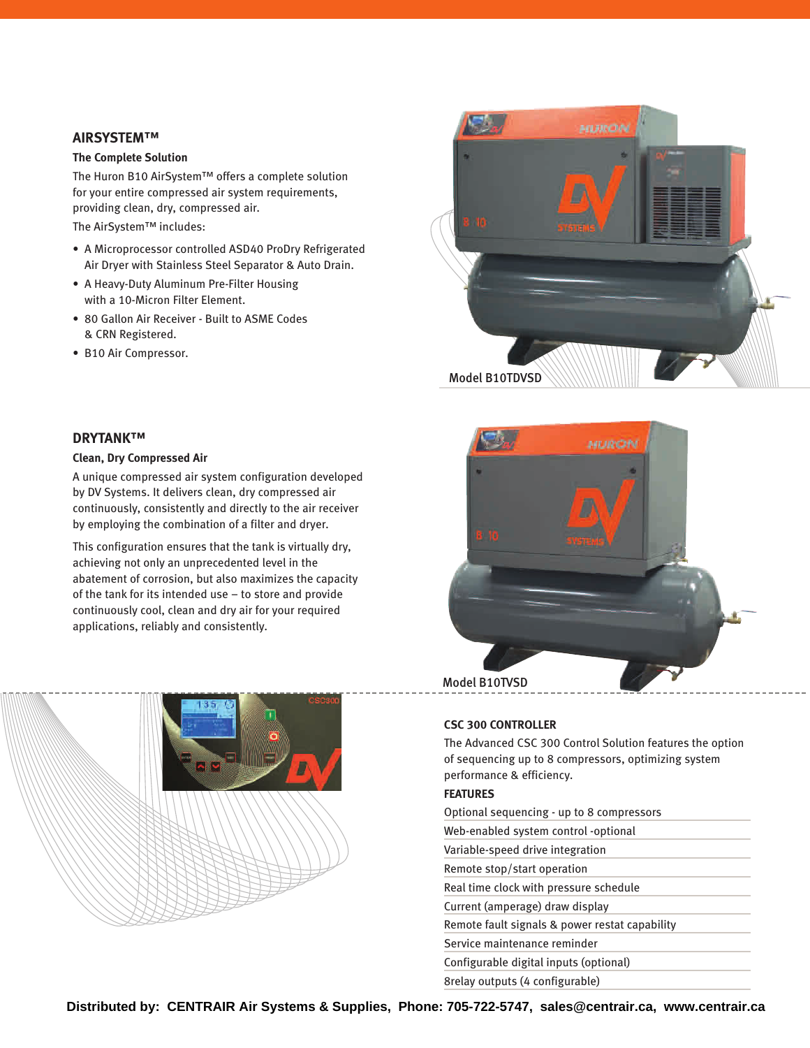## AIRSYSTEM™

### The Complete Solution

The Huron B10 AirSystem™ offers a complete solution for your entire compressed air system requirements, providing clean, dry, compressed air.

The AirSystem™ includes:

- A Microprocessor controlled ASD40 ProDry Refrigerated Air Dryer with Stainless Steel Separator & Auto Drain.
- A Heavy-Duty Aluminum Pre-Filter Housing with a 10-Micron Filter Element.
- 80 Gallon Air Receiver - Built to ASME Codes & CRN Registered.
- B10 Air Compressor.

Model B10TDVSD

## DRYTANK™

### Clean, Dry Compressed Air

A unique compressed air system configuration developed by DV Systems. It delivers clean, dry compressed air continuously, consistently and directly to the air receiver by employing the combination of a filter and dryer.

This configuration ensures that the tank is virtually dry, achieving not only an unprecedented level in the abatement of corrosion, but also maximizes the capacity of the tank for its intended use – to store and provide continuously cool, clean and dry air for your required applications, reliably and consistently.

Model B10TVSD

## CSC 300 CONTROLLER

The Advanced CSC 300 Control Solution features the option of sequencing up to 8 compressors, optimizing system performance & efficiency.

### FEATURES

- Optional sequencing - up to 8 compressors
- Web-enabled system control -optional
- Variable-speed drive integration
- Remote stop/start operation
- Real time clock with pressure schedule
- Current (amperage) draw display
- Remote fault signals & power restat capability
- Service maintenance reminder
- Configurable digital inputs (optional)
- 8relay outputs (4 configurable)

**Distributed by: CENTRAIR Air Systems & Supplies, Phone: 705-722-5747, sales@centrair.ca, www.centrair.ca**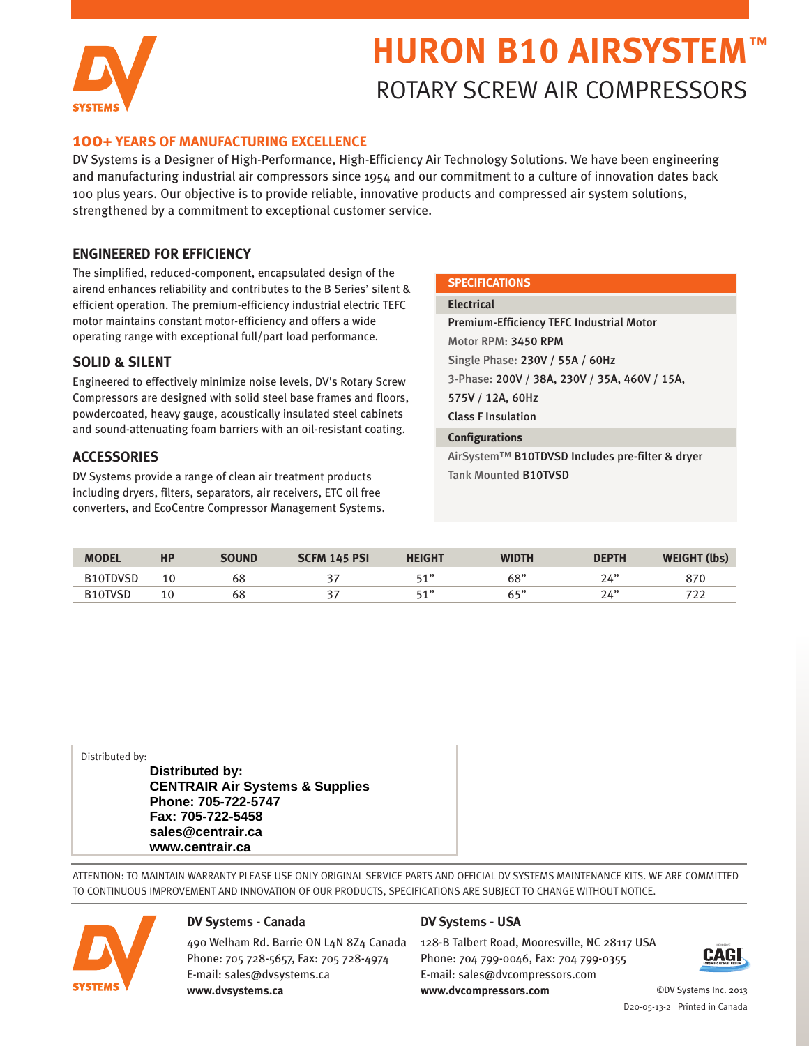# HURON B10 AIRSYSTEM™

## ROTARY SCREW AIR COMPRESSORS

### 100+ YEARS OF MANUFACTURING EXCELLENCE

DV Systems is a Designer of High-Performance, High-Efficiency Air Technology Solutions. We have been engineering and manufacturing industrial air compressors since 1954 and our commitment to a culture of innovation dates back 100 plus years. Our objective is to provide reliable, innovative products and compressed air system solutions, strengthened by a commitment to exceptional customer service.

### ENGINEERED FOR EFFICIENCY

The simplified, reduced-component, encapsulated design of the airend enhances reliability and contributes to the B Series' silent & efficient operation. The premium-efficiency industrial electric TEFC motor maintains constant motor-efficiency and offers a wide operating range with exceptional full/part load performance.

### SOLID & SILENT

Engineered to effectively minimize noise levels, DV's Rotary Screw Compressors are designed with solid steel base frames and floors, powdercoated, heavy gauge, acoustically insulated steel cabinets and sound-attenuating foam barriers with an oil-resistant coating.

### ACCESSORIES

DV Systems provide a range of clean air treatment products including dryers, filters, separators, air receivers, ETC oil free converters, and EcoCentre Compressor Management Systems.

### SPECIFICATIONS

**Electrical**

Premium-Efficiency TEFC Industrial Motor

Motor RPM: 3450 RPM

Single Phase: 230V / 55A / 60Hz

3-Phase: 200V / 38A, 230V / 35A, 460V / 15A, 575V / 12A, 60Hz

Class F Insulation

**Configurations**

AirSystem™ B10TDVSD Includes pre-filter & dryer

Tank Mounted B10TVSD

| MODEL | HP | SOUND | SCFM 145 PSI | HEIGHT | WIDTH | DEPTH | WEIGHT (lbs) |
|---|---|---|---|---|---|---|---|
| B10TDVSD | 10 | 68 | 37 | 51" | 68" | 24" | 870 |
| B10TVSD | 10 | 68 | 37 | 51" | 65" | 24" | 722 |

Distributed by:

**Distributed by:**
**CENTRAIR Air Systems & Supplies**
**Phone: 705-722-5747**
**Fax: 705-722-5458**
**sales@centrair.ca**
**www.centrair.ca**

ATTENTION: TO MAINTAIN WARRANTY PLEASE USE ONLY ORIGINAL SERVICE PARTS AND OFFICIAL DV SYSTEMS MAINTENANCE KITS. WE ARE COMMITTED TO CONTINUOUS IMPROVEMENT AND INNOVATION OF OUR PRODUCTS, SPECIFICATIONS ARE SUBJECT TO CHANGE WITHOUT NOTICE.

**DV Systems - Canada**

490 Welham Rd. Barrie ON L4N 8Z4 Canada
Phone: 705 728-5657, Fax: 705 728-4974
E-mail: sales@dvsystems.ca
**www.dvsystems.ca**

**DV Systems - USA**

128-B Talbert Road, Mooresville, NC 28117 USA
Phone: 704 799-0046, Fax: 704 799-0355
E-mail: sales@dvcompressors.com
**www.dvcompressors.com**

©DV Systems Inc. 2013

D20-05-13-2 Printed in Canada